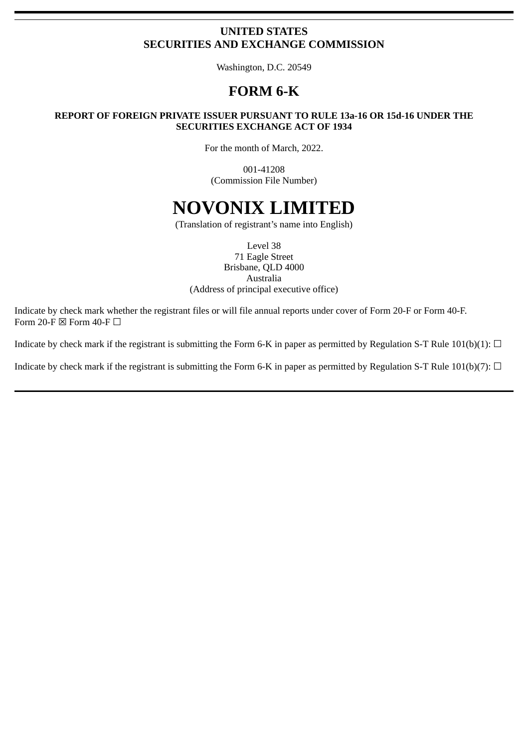**UNITED STATES**
**SECURITIES AND EXCHANGE COMMISSION**

Washington, D.C. 20549

# FORM 6-K

**REPORT OF FOREIGN PRIVATE ISSUER PURSUANT TO RULE 13a-16 OR 15d-16 UNDER THE SECURITIES EXCHANGE ACT OF 1934**

For the month of March, 2022.

001-41208
(Commission File Number)

# NOVONIX LIMITED

(Translation of registrant's name into English)

Level 38
71 Eagle Street
Brisbane, QLD 4000
Australia
(Address of principal executive office)

Indicate by check mark whether the registrant files or will file annual reports under cover of Form 20-F or Form 40-F.
Form 20-F ☒ Form 40-F ☐

Indicate by check mark if the registrant is submitting the Form 6-K in paper as permitted by Regulation S-T Rule 101(b)(1): ☐

Indicate by check mark if the registrant is submitting the Form 6-K in paper as permitted by Regulation S-T Rule 101(b)(7): ☐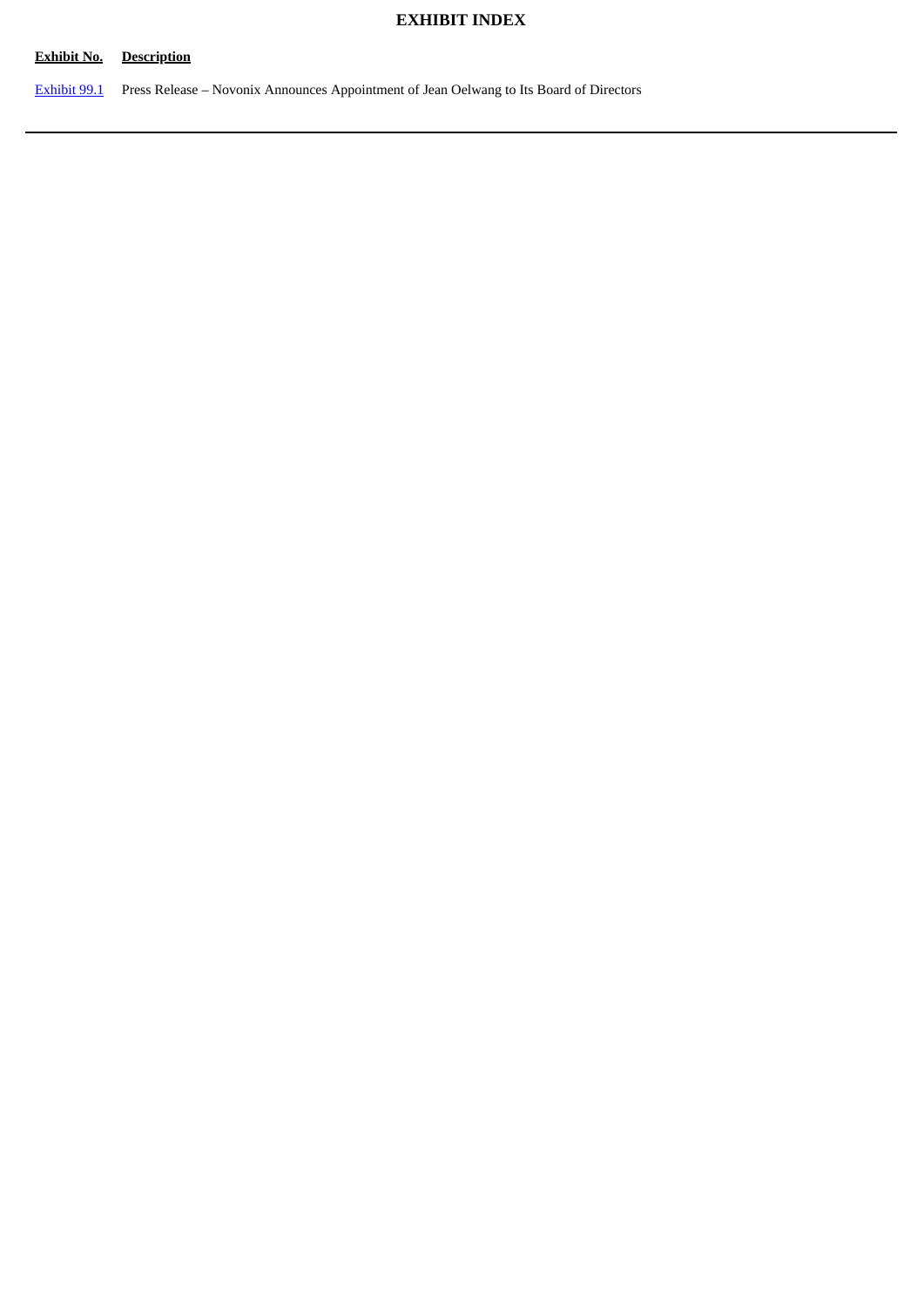# EXHIBIT INDEX

| Exhibit No. | Description |
| --- | --- |
| Exhibit 99.1 | Press Release – Novonix Announces Appointment of Jean Oelwang to Its Board of Directors |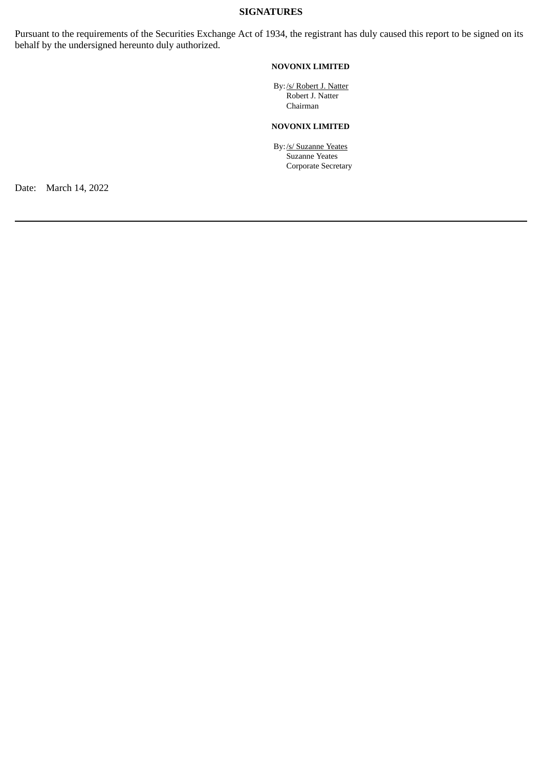**SIGNATURES**

Pursuant to the requirements of the Securities Exchange Act of 1934, the registrant has duly caused this report to be signed on its behalf by the undersigned hereunto duly authorized.

**NOVONIX LIMITED**

By: /s/ Robert J. Natter
Robert J. Natter
Chairman

**NOVONIX LIMITED**

By: /s/ Suzanne Yeates
Suzanne Yeates
Corporate Secretary

Date: March 14, 2022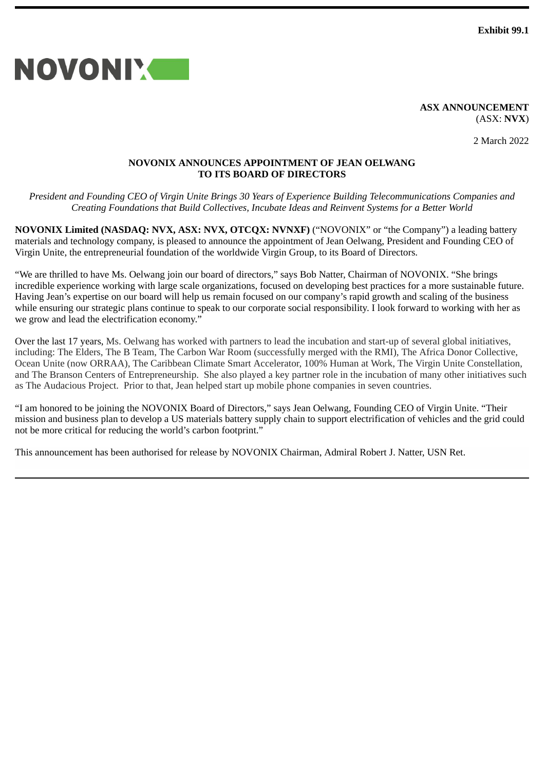**Exhibit 99.1**

NOVONIX

**ASX ANNOUNCEMENT**
(ASX: **NVX**)

2 March 2022

## NOVONIX ANNOUNCES APPOINTMENT OF JEAN OELWANG TO ITS BOARD OF DIRECTORS

*President and Founding CEO of Virgin Unite Brings 30 Years of Experience Building Telecommunications Companies and Creating Foundations that Build Collectives, Incubate Ideas and Reinvent Systems for a Better World*

**NOVONIX Limited (NASDAQ: NVX, ASX: NVX, OTCQX: NVNXF)** ("NOVONIX" or "the Company") a leading battery materials and technology company, is pleased to announce the appointment of Jean Oelwang, President and Founding CEO of Virgin Unite, the entrepreneurial foundation of the worldwide Virgin Group, to its Board of Directors.

"We are thrilled to have Ms. Oelwang join our board of directors," says Bob Natter, Chairman of NOVONIX. "She brings incredible experience working with large scale organizations, focused on developing best practices for a more sustainable future. Having Jean's expertise on our board will help us remain focused on our company's rapid growth and scaling of the business while ensuring our strategic plans continue to speak to our corporate social responsibility. I look forward to working with her as we grow and lead the electrification economy."

Over the last 17 years, Ms. Oelwang has worked with partners to lead the incubation and start-up of several global initiatives, including: The Elders, The B Team, The Carbon War Room (successfully merged with the RMI), The Africa Donor Collective, Ocean Unite (now ORRAA), The Caribbean Climate Smart Accelerator, 100% Human at Work, The Virgin Unite Constellation, and The Branson Centers of Entrepreneurship. She also played a key partner role in the incubation of many other initiatives such as The Audacious Project. Prior to that, Jean helped start up mobile phone companies in seven countries.

"I am honored to be joining the NOVONIX Board of Directors," says Jean Oelwang, Founding CEO of Virgin Unite. "Their mission and business plan to develop a US materials battery supply chain to support electrification of vehicles and the grid could not be more critical for reducing the world's carbon footprint."

This announcement has been authorised for release by NOVONIX Chairman, Admiral Robert J. Natter, USN Ret.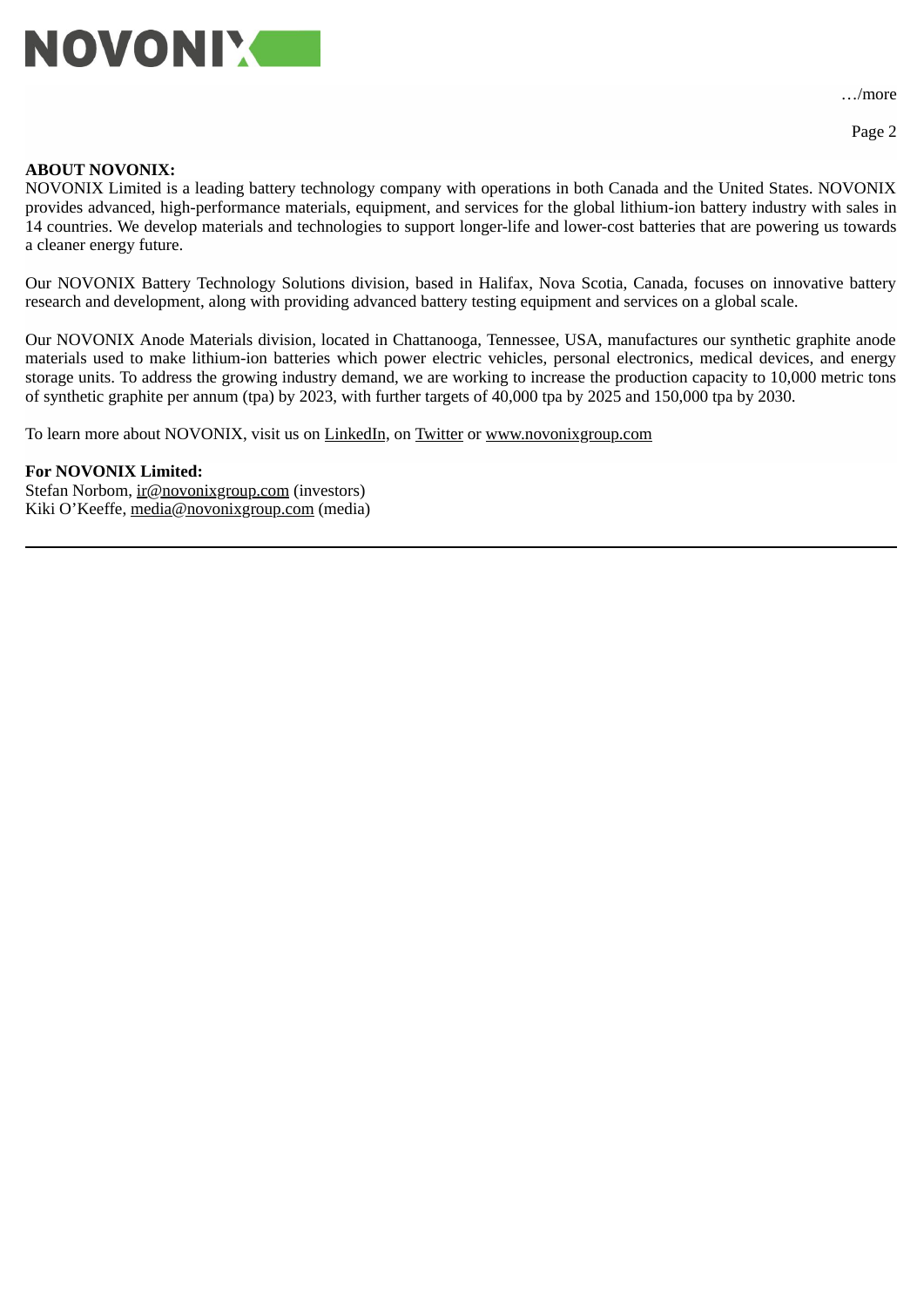**ABOUT NOVONIX:**
NOVONIX Limited is a leading battery technology company with operations in both Canada and the United States. NOVONIX provides advanced, high-performance materials, equipment, and services for the global lithium-ion battery industry with sales in 14 countries. We develop materials and technologies to support longer-life and lower-cost batteries that are powering us towards a cleaner energy future.

Our NOVONIX Battery Technology Solutions division, based in Halifax, Nova Scotia, Canada, focuses on innovative battery research and development, along with providing advanced battery testing equipment and services on a global scale.

Our NOVONIX Anode Materials division, located in Chattanooga, Tennessee, USA, manufactures our synthetic graphite anode materials used to make lithium-ion batteries which power electric vehicles, personal electronics, medical devices, and energy storage units. To address the growing industry demand, we are working to increase the production capacity to 10,000 metric tons of synthetic graphite per annum (tpa) by 2023, with further targets of 40,000 tpa by 2025 and 150,000 tpa by 2030.

To learn more about NOVONIX, visit us on LinkedIn, on Twitter or www.novonixgroup.com

**For NOVONIX Limited:**
Stefan Norbom, ir@novonixgroup.com (investors)
Kiki O'Keeffe, media@novonixgroup.com (media)